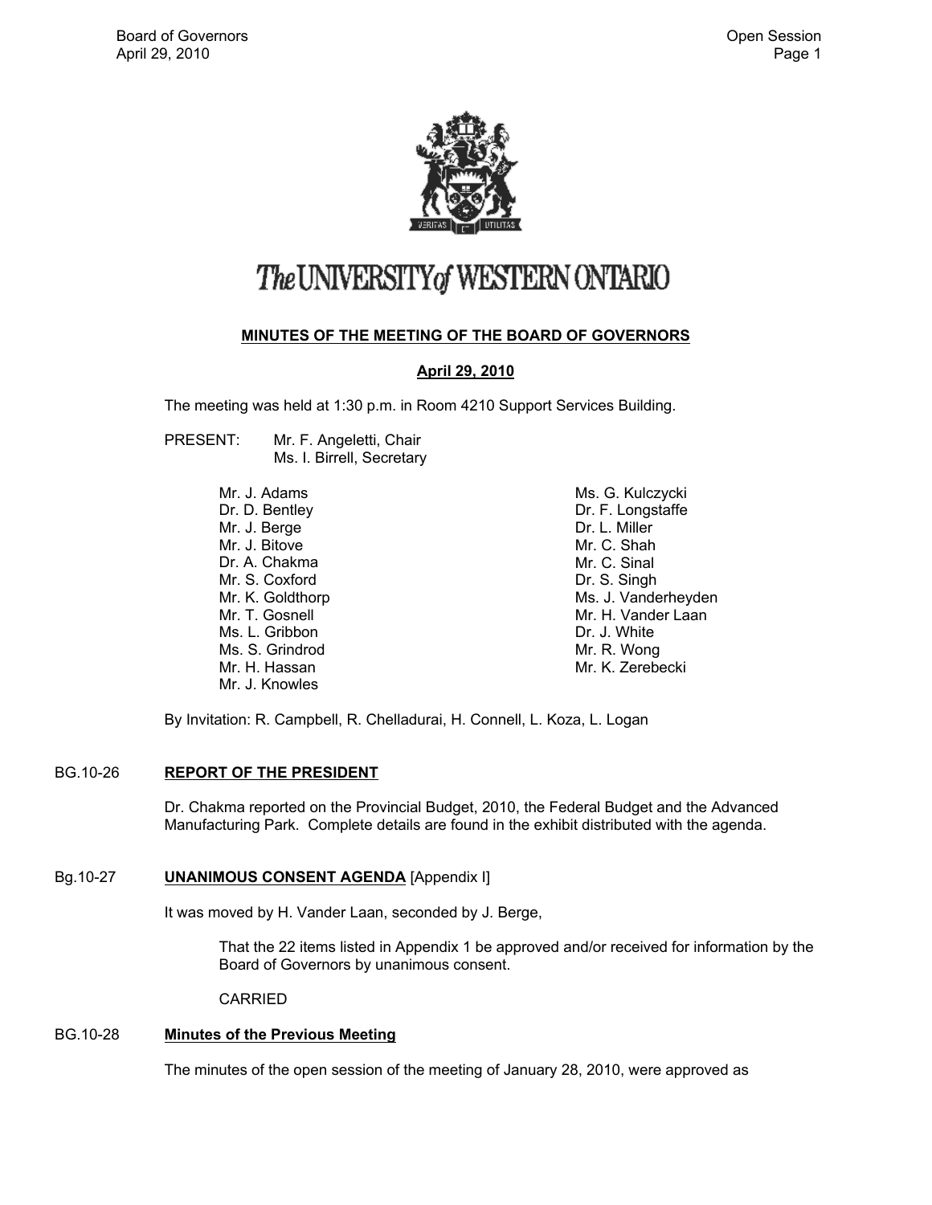# The UNIVERSITY of WESTERN ONTARIO

## MINUTES OF THE MEETING OF THE BOARD OF GOVERNORS

### April 29, 2010

The meeting was held at 1:30 p.m. in Room 4210 Support Services Building.

PRESENT: Mr. F. Angeletti, Chair
Ms. I. Birrell, Secretary

Mr. J. Adams
Dr. D. Bentley
Mr. J. Berge
Mr. J. Bitove
Dr. A. Chakma
Mr. S. Coxford
Mr. K. Goldthorp
Mr. T. Gosnell
Ms. L. Gribbon
Ms. S. Grindrod
Mr. H. Hassan
Mr. J. Knowles
Ms. G. Kulczycki
Dr. F. Longstaffe
Dr. L. Miller
Mr. C. Shah
Mr. C. Sinal
Dr. S. Singh
Ms. J. Vanderheyden
Mr. H. Vander Laan
Dr. J. White
Mr. R. Wong
Mr. K. Zerebecki

By Invitation: R. Campbell, R. Chelladurai, H. Connell, L. Koza, L. Logan

BG.10-26 **REPORT OF THE PRESIDENT**

Dr. Chakma reported on the Provincial Budget, 2010, the Federal Budget and the Advanced Manufacturing Park. Complete details are found in the exhibit distributed with the agenda.

Bg.10-27 **UNANIMOUS CONSENT AGENDA** [Appendix I]

It was moved by H. Vander Laan, seconded by J. Berge,

> That the 22 items listed in Appendix 1 be approved and/or received for information by the Board of Governors by unanimous consent.
>
> CARRIED

BG.10-28 **Minutes of the Previous Meeting**

The minutes of the open session of the meeting of January 28, 2010, were approved as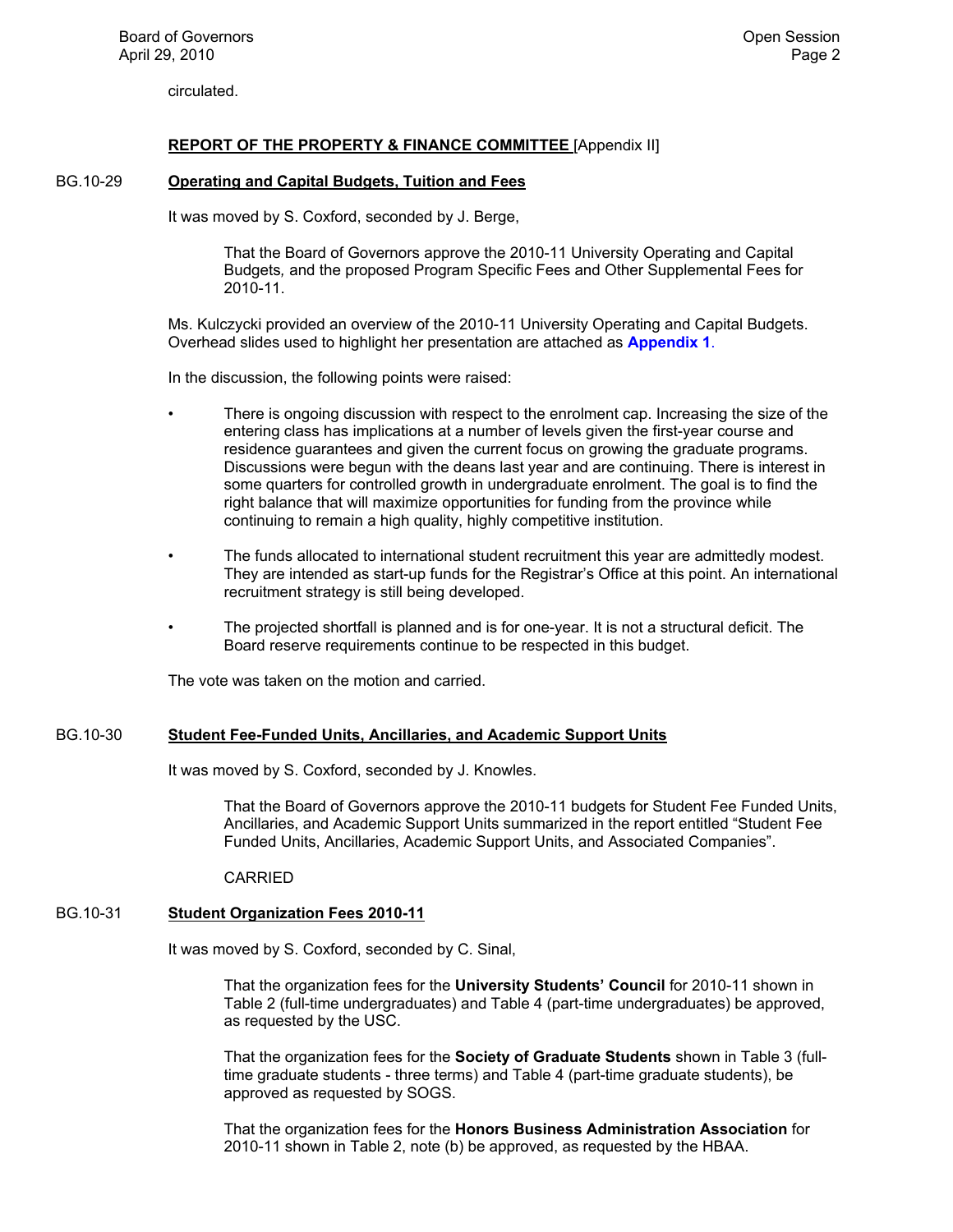circulated.

**REPORT OF THE PROPERTY & FINANCE COMMITTEE** [Appendix II]

BG.10-29 **Operating and Capital Budgets, Tuition and Fees**

It was moved by S. Coxford, seconded by J. Berge,

> That the Board of Governors approve the 2010-11 University Operating and Capital Budgets, and the proposed Program Specific Fees and Other Supplemental Fees for 2010-11.

Ms. Kulczycki provided an overview of the 2010-11 University Operating and Capital Budgets. Overhead slides used to highlight her presentation are attached as **Appendix 1**.

In the discussion, the following points were raised:

- There is ongoing discussion with respect to the enrolment cap. Increasing the size of the entering class has implications at a number of levels given the first-year course and residence guarantees and given the current focus on growing the graduate programs. Discussions were begun with the deans last year and are continuing. There is interest in some quarters for controlled growth in undergraduate enrolment. The goal is to find the right balance that will maximize opportunities for funding from the province while continuing to remain a high quality, highly competitive institution.

- The funds allocated to international student recruitment this year are admittedly modest. They are intended as start-up funds for the Registrar's Office at this point. An international recruitment strategy is still being developed.

- The projected shortfall is planned and is for one-year. It is not a structural deficit. The Board reserve requirements continue to be respected in this budget.

The vote was taken on the motion and carried.

BG.10-30 **Student Fee-Funded Units, Ancillaries, and Academic Support Units**

It was moved by S. Coxford, seconded by J. Knowles.

> That the Board of Governors approve the 2010-11 budgets for Student Fee Funded Units, Ancillaries, and Academic Support Units summarized in the report entitled "Student Fee Funded Units, Ancillaries, Academic Support Units, and Associated Companies".
>
> CARRIED

BG.10-31 **Student Organization Fees 2010-11**

It was moved by S. Coxford, seconded by C. Sinal,

> That the organization fees for the **University Students' Council** for 2010-11 shown in Table 2 (full-time undergraduates) and Table 4 (part-time undergraduates) be approved, as requested by the USC.
>
> That the organization fees for the **Society of Graduate Students** shown in Table 3 (full-time graduate students - three terms) and Table 4 (part-time graduate students), be approved as requested by SOGS.
>
> That the organization fees for the **Honors Business Administration Association** for 2010-11 shown in Table 2, note (b) be approved, as requested by the HBAA.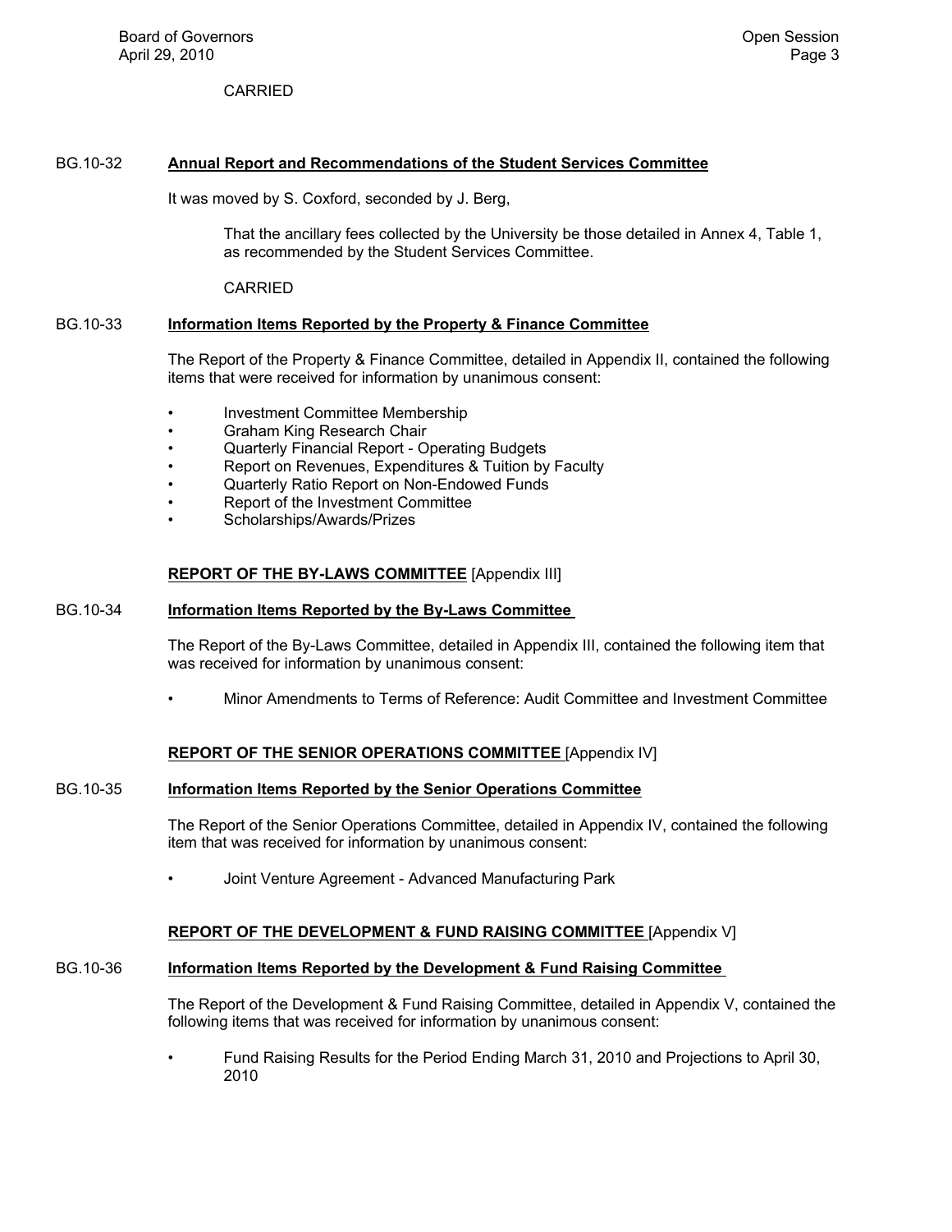CARRIED

BG.10-32 **Annual Report and Recommendations of the Student Services Committee**

It was moved by S. Coxford, seconded by J. Berg,

> That the ancillary fees collected by the University be those detailed in Annex 4, Table 1, as recommended by the Student Services Committee.
>
> CARRIED

BG.10-33 **Information Items Reported by the Property & Finance Committee**

The Report of the Property & Finance Committee, detailed in Appendix II, contained the following items that were received for information by unanimous consent:

- Investment Committee Membership
- Graham King Research Chair
- Quarterly Financial Report - Operating Budgets
- Report on Revenues, Expenditures & Tuition by Faculty
- Quarterly Ratio Report on Non-Endowed Funds
- Report of the Investment Committee
- Scholarships/Awards/Prizes

**REPORT OF THE BY-LAWS COMMITTEE** [Appendix III]

BG.10-34 **Information Items Reported by the By-Laws Committee**

The Report of the By-Laws Committee, detailed in Appendix III, contained the following item that was received for information by unanimous consent:

- Minor Amendments to Terms of Reference: Audit Committee and Investment Committee

**REPORT OF THE SENIOR OPERATIONS COMMITTEE** [Appendix IV]

BG.10-35 **Information Items Reported by the Senior Operations Committee**

The Report of the Senior Operations Committee, detailed in Appendix IV, contained the following item that was received for information by unanimous consent:

- Joint Venture Agreement - Advanced Manufacturing Park

**REPORT OF THE DEVELOPMENT & FUND RAISING COMMITTEE** [Appendix V]

BG.10-36 **Information Items Reported by the Development & Fund Raising Committee**

The Report of the Development & Fund Raising Committee, detailed in Appendix V, contained the following items that was received for information by unanimous consent:

- Fund Raising Results for the Period Ending March 31, 2010 and Projections to April 30, 2010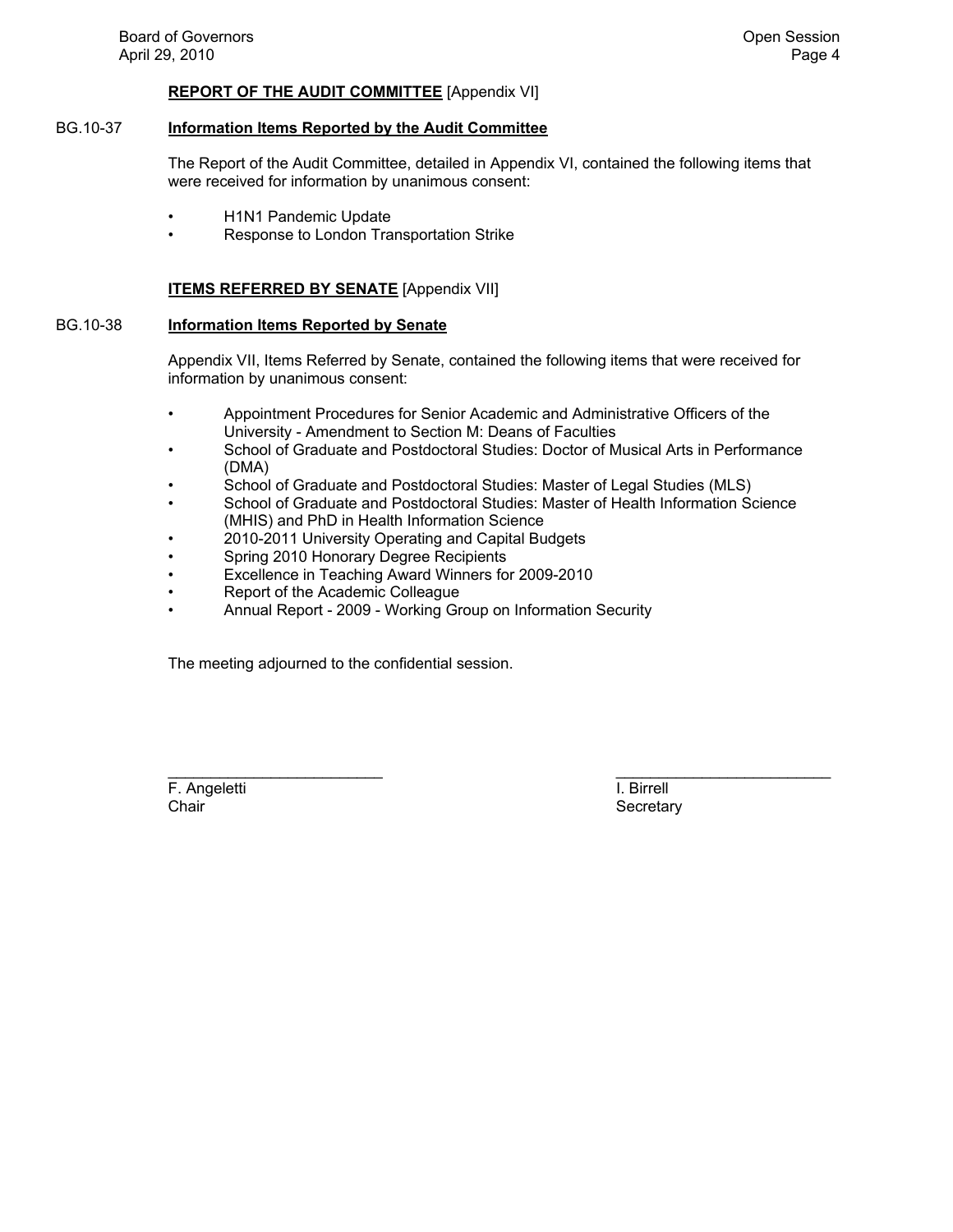**REPORT OF THE AUDIT COMMITTEE** [Appendix VI]

BG.10-37 **Information Items Reported by the Audit Committee**

The Report of the Audit Committee, detailed in Appendix VI, contained the following items that were received for information by unanimous consent:

- H1N1 Pandemic Update
- Response to London Transportation Strike

**ITEMS REFERRED BY SENATE** [Appendix VII]

BG.10-38 **Information Items Reported by Senate**

Appendix VII, Items Referred by Senate, contained the following items that were received for information by unanimous consent:

- Appointment Procedures for Senior Academic and Administrative Officers of the University - Amendment to Section M: Deans of Faculties
- School of Graduate and Postdoctoral Studies: Doctor of Musical Arts in Performance (DMA)
- School of Graduate and Postdoctoral Studies: Master of Legal Studies (MLS)
- School of Graduate and Postdoctoral Studies: Master of Health Information Science (MHIS) and PhD in Health Information Science
- 2010-2011 University Operating and Capital Budgets
- Spring 2010 Honorary Degree Recipients
- Excellence in Teaching Award Winners for 2009-2010
- Report of the Academic Colleague
- Annual Report - 2009 - Working Group on Information Security

The meeting adjourned to the confidential session.

F. Angeletti
Chair

I. Birrell
Secretary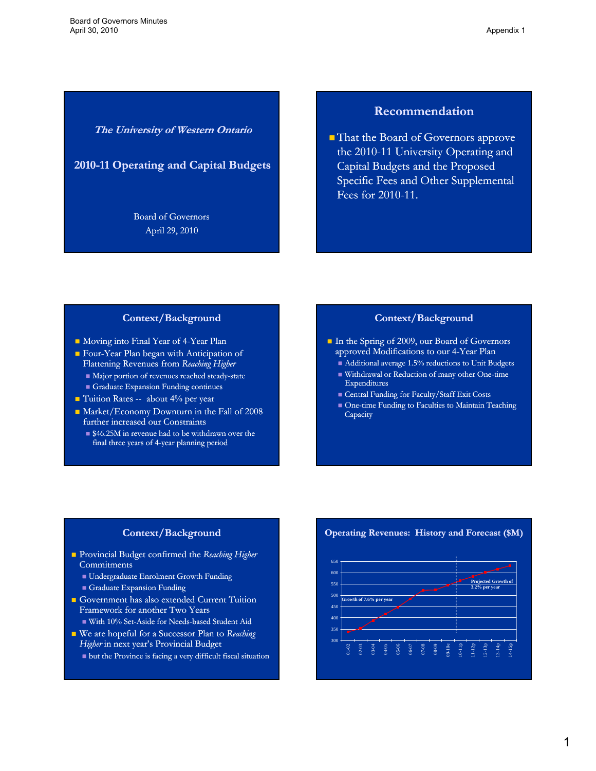## *The University of Western Ontario*

## 2010-11 Operating and Capital Budgets

Board of Governors

April 29, 2010

## Recommendation

- That the Board of Governors approve the 2010-11 University Operating and Capital Budgets and the Proposed Specific Fees and Other Supplemental Fees for 2010-11.

## Context/Background

- Moving into Final Year of 4-Year Plan
- Four-Year Plan began with Anticipation of Flattening Revenues from *Reaching Higher*
  - Major portion of revenues reached steady-state
  - Graduate Expansion Funding continues
- Tuition Rates -- about 4% per year
- Market/Economy Downturn in the Fall of 2008 further increased our Constraints
  - $46.25M in revenue had to be withdrawn over the final three years of 4-year planning period

## Context/Background

- In the Spring of 2009, our Board of Governors approved Modifications to our 4-Year Plan
  - Additional average 1.5% reductions to Unit Budgets
  - Withdrawal or Reduction of many other One-time Expenditures
  - Central Funding for Faculty/Staff Exit Costs
  - One-time Funding to Faculties to Maintain Teaching Capacity

## Context/Background

- Provincial Budget confirmed the *Reaching Higher* Commitments
  - Undergraduate Enrolment Growth Funding
  - Graduate Expansion Funding
- Government has also extended Current Tuition Framework for another Two Years
  - With 10% Set-Aside for Needs-based Student Aid
- We are hopeful for a Successor Plan to *Reaching Higher* in next year's Provincial Budget
  - but the Province is facing a very difficult fiscal situation

## Operating Revenues: History and Forecast ($M)

Growth of 7.6% per year

Projected Growth of 3.2% per year

Y-axis: 300, 350, 400, 450, 500, 550, 600, 650

X-axis: 01-02, 02-03, 03-04, 04-05, 05-06, 06-07, 07-08, 08-09, 09-10e, 10-11p, 11-12p, 12-13p, 13-14p, 14-15p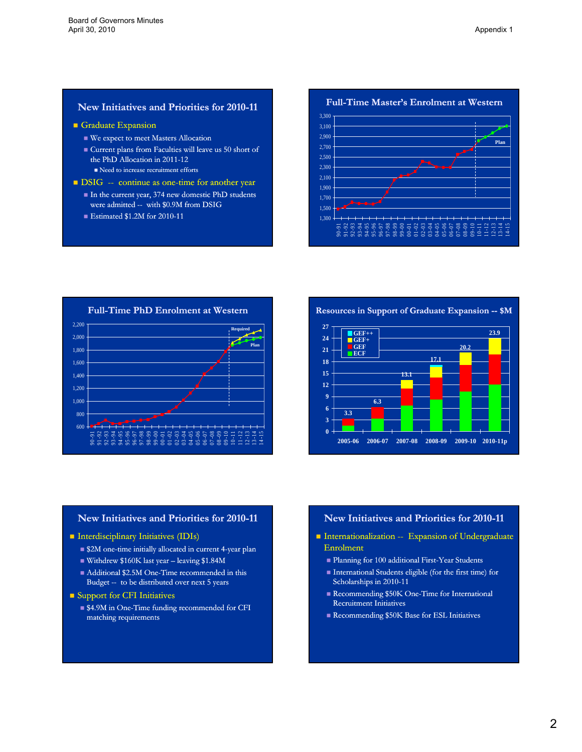## New Initiatives and Priorities for 2010-11

- Graduate Expansion
  - We expect to meet Masters Allocation
  - Current plans from Faculties will leave us 50 short of the PhD Allocation in 2011-12
    - Need to increase recruitment efforts
- DSIG -- continue as one-time for another year
  - In the current year, 374 new domestic PhD students were admitted -- with $0.9M from DSIG
  - Estimated $1.2M for 2010-11

## Full-Time Master's Enrolment at Western

## Full-Time PhD Enrolment at Western

## Resources in Support of Graduate Expansion -- $M

| Year | Total |
|---|---|
| 2005-06 | 3.3 |
| 2006-07 | 6.3 |
| 2007-08 | 13.1 |
| 2008-09 | 17.1 |
| 2009-10 | 20.2 |
| 2010-11p | 23.9 |

Legend: GEF++, GEF+, GEF, ECF

## New Initiatives and Priorities for 2010-11

- Interdisciplinary Initiatives (IDIs)
  - $2M one-time initially allocated in current 4-year plan
  - Withdrew $160K last year – leaving $1.84M
  - Additional $2.5M One-Time recommended in this Budget -- to be distributed over next 5 years
- Support for CFI Initiatives
  - $4.9M in One-Time funding recommended for CFI matching requirements

## New Initiatives and Priorities for 2010-11

- Internationalization -- Expansion of Undergraduate Enrolment
  - Planning for 100 additional First-Year Students
  - International Students eligible (for the first time) for Scholarships in 2010-11
  - Recommending $50K One-Time for International Recruitment Initiatives
  - Recommending $50K Base for ESL Initiatives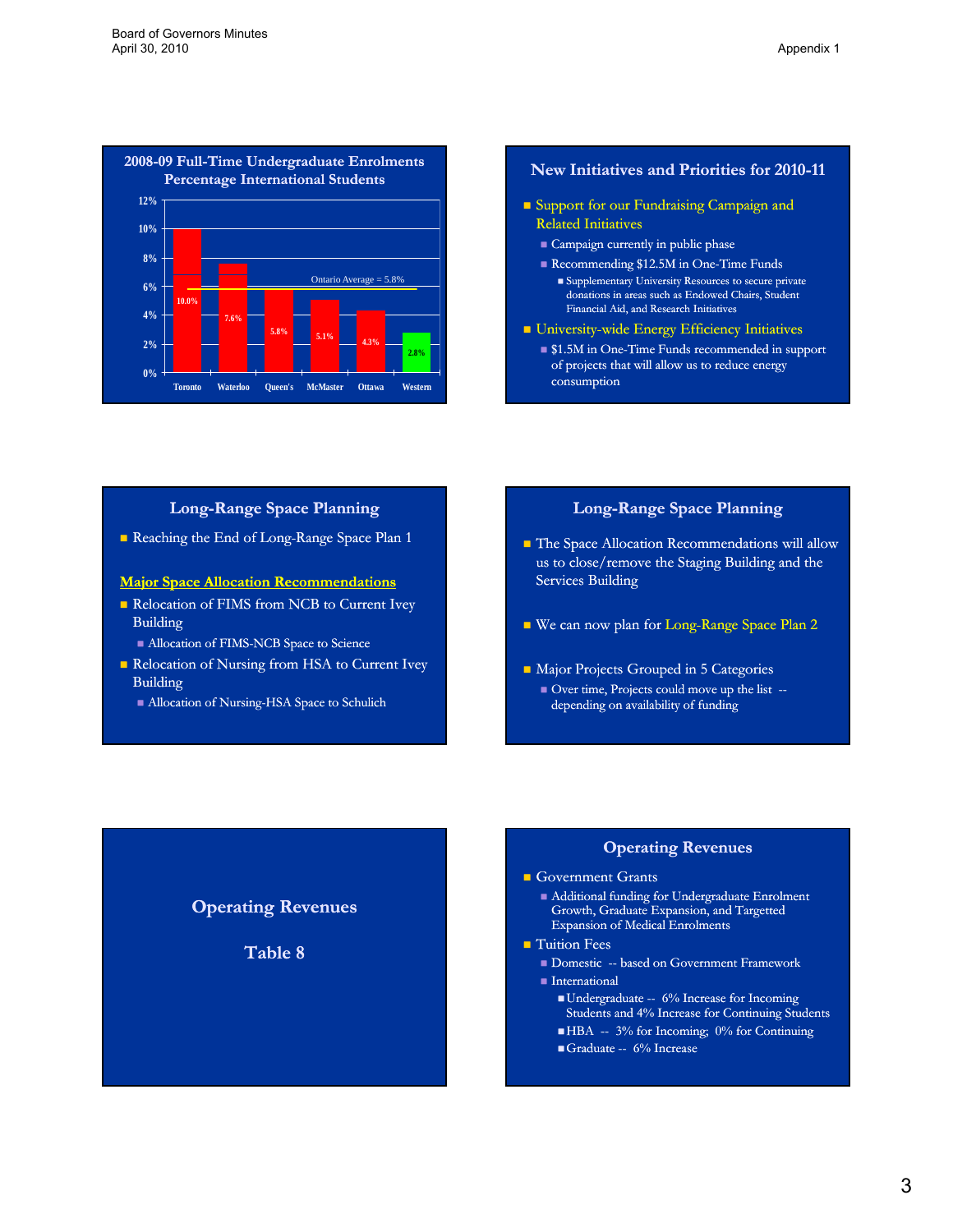## 2008-09 Full-Time Undergraduate Enrolments Percentage International Students

| University | Percentage International Students |
|---|---|
| Toronto | 10.0% |
| Waterloo | 7.6% |
| Queen's | 5.8% |
| McMaster | 5.1% |
| Ottawa | 4.3% |
| Western | 2.8% |

Ontario Average = 5.8%

## New Initiatives and Priorities for 2010-11

- Support for our Fundraising Campaign and Related Initiatives
  - Campaign currently in public phase
  - Recommending $12.5M in One-Time Funds
    - Supplementary University Resources to secure private donations in areas such as Endowed Chairs, Student Financial Aid, and Research Initiatives
- University-wide Energy Efficiency Initiatives
  - $1.5M in One-Time Funds recommended in support of projects that will allow us to reduce energy consumption

## Long-Range Space Planning

- Reaching the End of Long-Range Space Plan 1

**Major Space Allocation Recommendations**

- Relocation of FIMS from NCB to Current Ivey Building
  - Allocation of FIMS-NCB Space to Science
- Relocation of Nursing from HSA to Current Ivey Building
  - Allocation of Nursing-HSA Space to Schulich

## Long-Range Space Planning

- The Space Allocation Recommendations will allow us to close/remove the Staging Building and the Services Building
- We can now plan for Long-Range Space Plan 2
- Major Projects Grouped in 5 Categories
  - Over time, Projects could move up the list -- depending on availability of funding

## Operating Revenues

### Table 8

## Operating Revenues

- Government Grants
  - Additional funding for Undergraduate Enrolment Growth, Graduate Expansion, and Targetted Expansion of Medical Enrolments
- Tuition Fees
  - Domestic -- based on Government Framework
  - International
    - Undergraduate -- 6% Increase for Incoming Students and 4% Increase for Continuing Students
    - HBA -- 3% for Incoming; 0% for Continuing
    - Graduate -- 6% Increase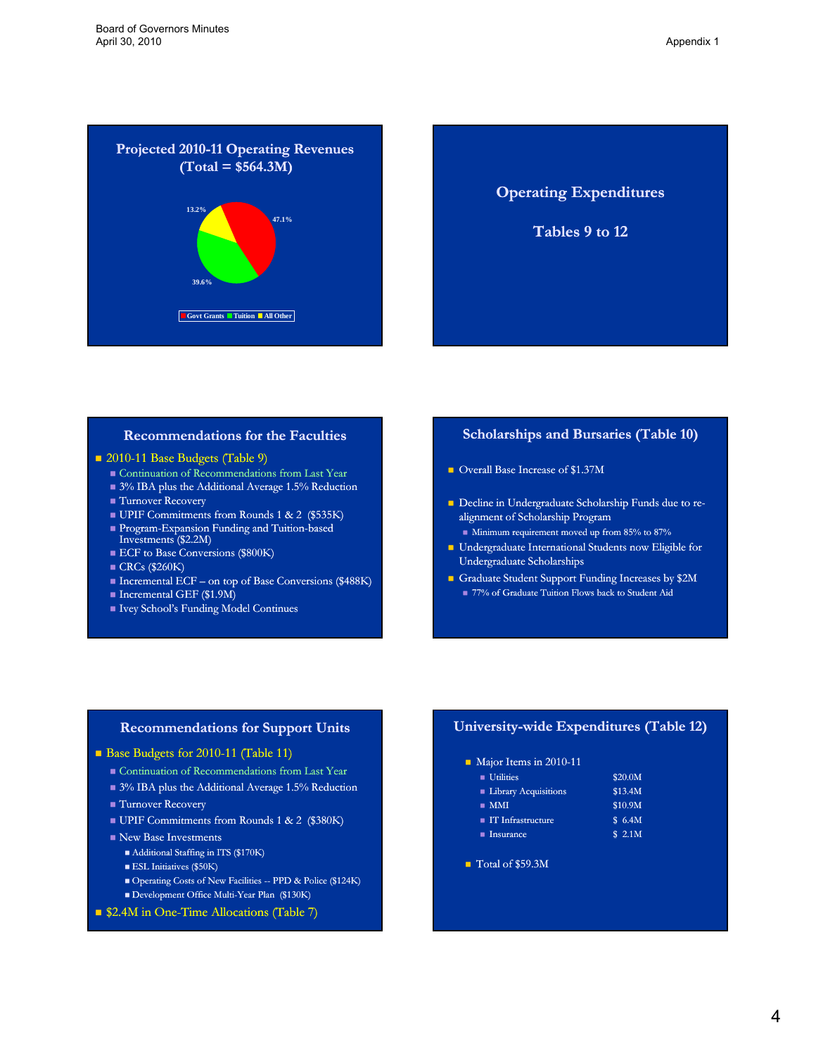## Projected 2010-11 Operating Revenues (Total = $564.3M)

- Govt Grants: 47.1%
- Tuition: 39.6%
- All Other: 13.2%

## Operating Expenditures

Tables 9 to 12

## Recommendations for the Faculties

- 2010-11 Base Budgets (Table 9)
  - Continuation of Recommendations from Last Year
  - 3% IBA plus the Additional Average 1.5% Reduction
  - Turnover Recovery
  - UPIF Commitments from Rounds 1 & 2 ($535K)
  - Program-Expansion Funding and Tuition-based Investments ($2.2M)
  - ECF to Base Conversions ($800K)
  - CRCs ($260K)
  - Incremental ECF – on top of Base Conversions ($488K)
  - Incremental GEF ($1.9M)
  - Ivey School's Funding Model Continues

## Scholarships and Bursaries (Table 10)

- Overall Base Increase of $1.37M
- Decline in Undergraduate Scholarship Funds due to re-alignment of Scholarship Program
  - Minimum requirement moved up from 85% to 87%
- Undergraduate International Students now Eligible for Undergraduate Scholarships
- Graduate Student Support Funding Increases by $2M
  - 77% of Graduate Tuition Flows back to Student Aid

## Recommendations for Support Units

- Base Budgets for 2010-11 (Table 11)
  - Continuation of Recommendations from Last Year
  - 3% IBA plus the Additional Average 1.5% Reduction
  - Turnover Recovery
  - UPIF Commitments from Rounds 1 & 2 ($380K)
  - New Base Investments
    - Additional Staffing in ITS ($170K)
    - ESL Initiatives ($50K)
    - Operating Costs of New Facilities -- PPD & Police ($124K)
    - Development Office Multi-Year Plan ($130K)
- $2.4M in One-Time Allocations (Table 7)

## University-wide Expenditures (Table 12)

- Major Items in 2010-11

| Item | Amount |
|---|---|
| Utilities | $20.0M |
| Library Acquisitions | $13.4M |
| MMI | $10.9M |
| IT Infrastructure | $ 6.4M |
| Insurance | $ 2.1M |

- Total of $59.3M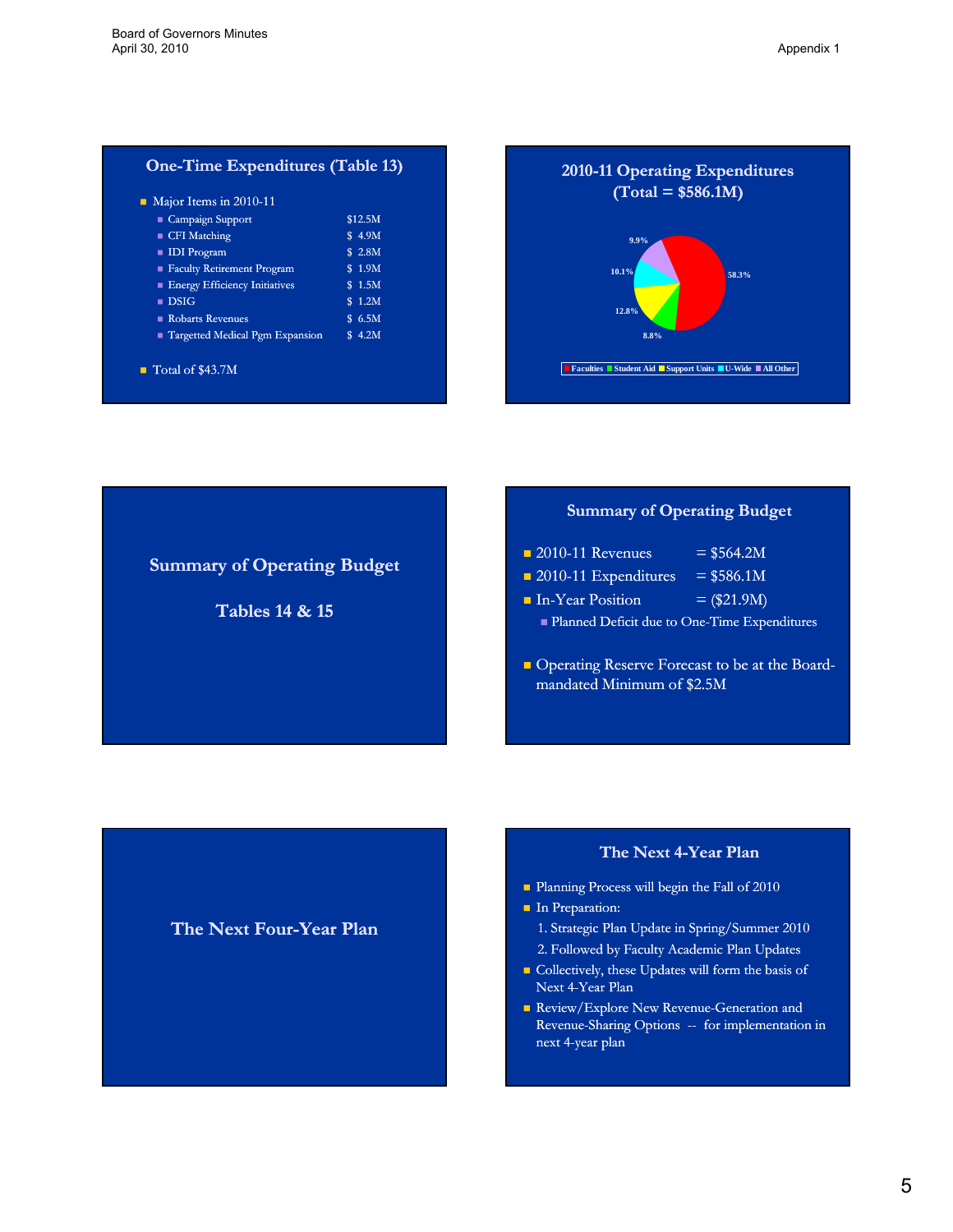## One-Time Expenditures (Table 13)

- Major Items in 2010-11
  - Campaign Support $12.5M
  - CFI Matching $ 4.9M
  - IDI Program $ 2.8M
  - Faculty Retirement Program $ 1.9M
  - Energy Efficiency Initiatives $ 1.5M
  - DSIG $ 1.2M
  - Robarts Revenues $ 6.5M
  - Targetted Medical Pgm Expansion $ 4.2M
- Total of $43.7M

## 2010-11 Operating Expenditures (Total = $586.1M)

| Category | Share |
|---|---|
| Faculties | 58.3% |
| Student Aid | 8.8% |
| Support Units | 12.8% |
| U-Wide | 10.1% |
| All Other | 9.9% |

## Summary of Operating Budget

### Tables 14 & 15

## Summary of Operating Budget

- 2010-11 Revenues = $564.2M
- 2010-11 Expenditures = $586.1M
- In-Year Position = ($21.9M)
  - Planned Deficit due to One-Time Expenditures
- Operating Reserve Forecast to be at the Board-mandated Minimum of $2.5M

## The Next Four-Year Plan

## The Next 4-Year Plan

- Planning Process will begin the Fall of 2010
- In Preparation:
  1. Strategic Plan Update in Spring/Summer 2010
  2. Followed by Faculty Academic Plan Updates
- Collectively, these Updates will form the basis of Next 4-Year Plan
- Review/Explore New Revenue-Generation and Revenue-Sharing Options -- for implementation in next 4-year plan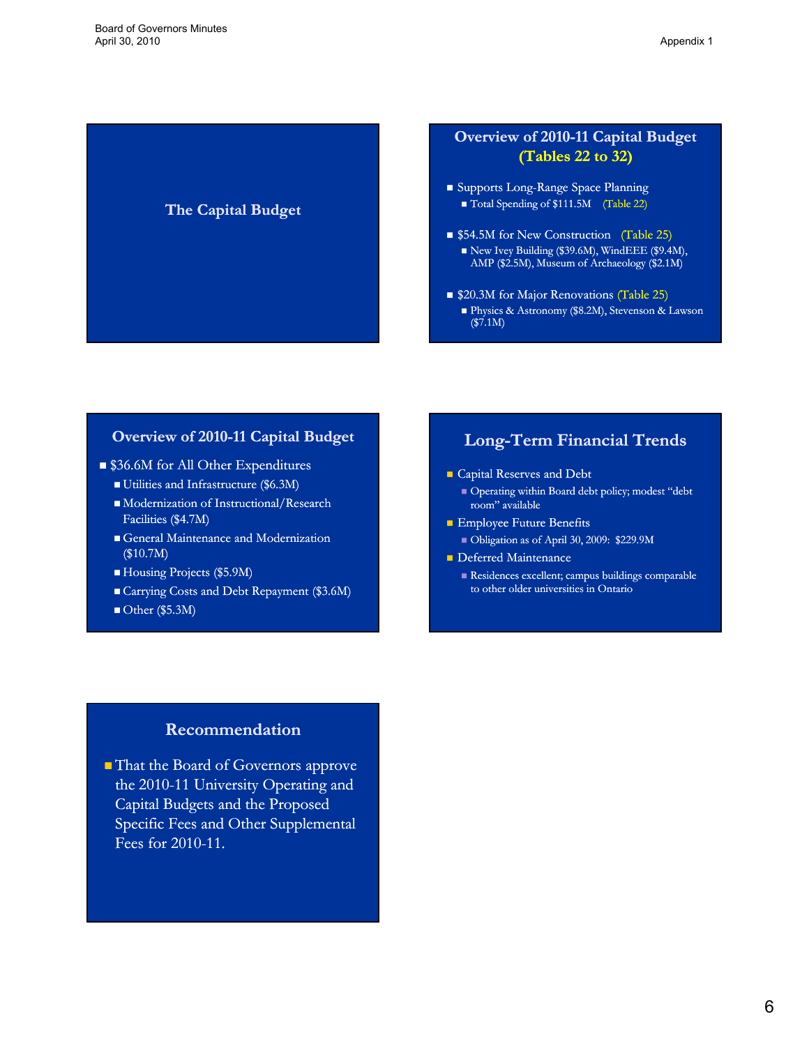## The Capital Budget

## Overview of 2010-11 Capital Budget (Tables 22 to 32)

- Supports Long-Range Space Planning
  - Total Spending of $111.5M (Table 22)
- $54.5M for New Construction (Table 25)
  - New Ivey Building ($39.6M), WindEEE ($9.4M), AMP ($2.5M), Museum of Archaeology ($2.1M)
- $20.3M for Major Renovations (Table 25)
  - Physics & Astronomy ($8.2M), Stevenson & Lawson ($7.1M)

## Overview of 2010-11 Capital Budget

- $36.6M for All Other Expenditures
  - Utilities and Infrastructure ($6.3M)
  - Modernization of Instructional/Research Facilities ($4.7M)
  - General Maintenance and Modernization ($10.7M)
  - Housing Projects ($5.9M)
  - Carrying Costs and Debt Repayment ($3.6M)
  - Other ($5.3M)

## Long-Term Financial Trends

- Capital Reserves and Debt
  - Operating within Board debt policy; modest "debt room" available
- Employee Future Benefits
  - Obligation as of April 30, 2009: $229.9M
- Deferred Maintenance
  - Residences excellent; campus buildings comparable to other older universities in Ontario

## Recommendation

- That the Board of Governors approve the 2010-11 University Operating and Capital Budgets and the Proposed Specific Fees and Other Supplemental Fees for 2010-11.